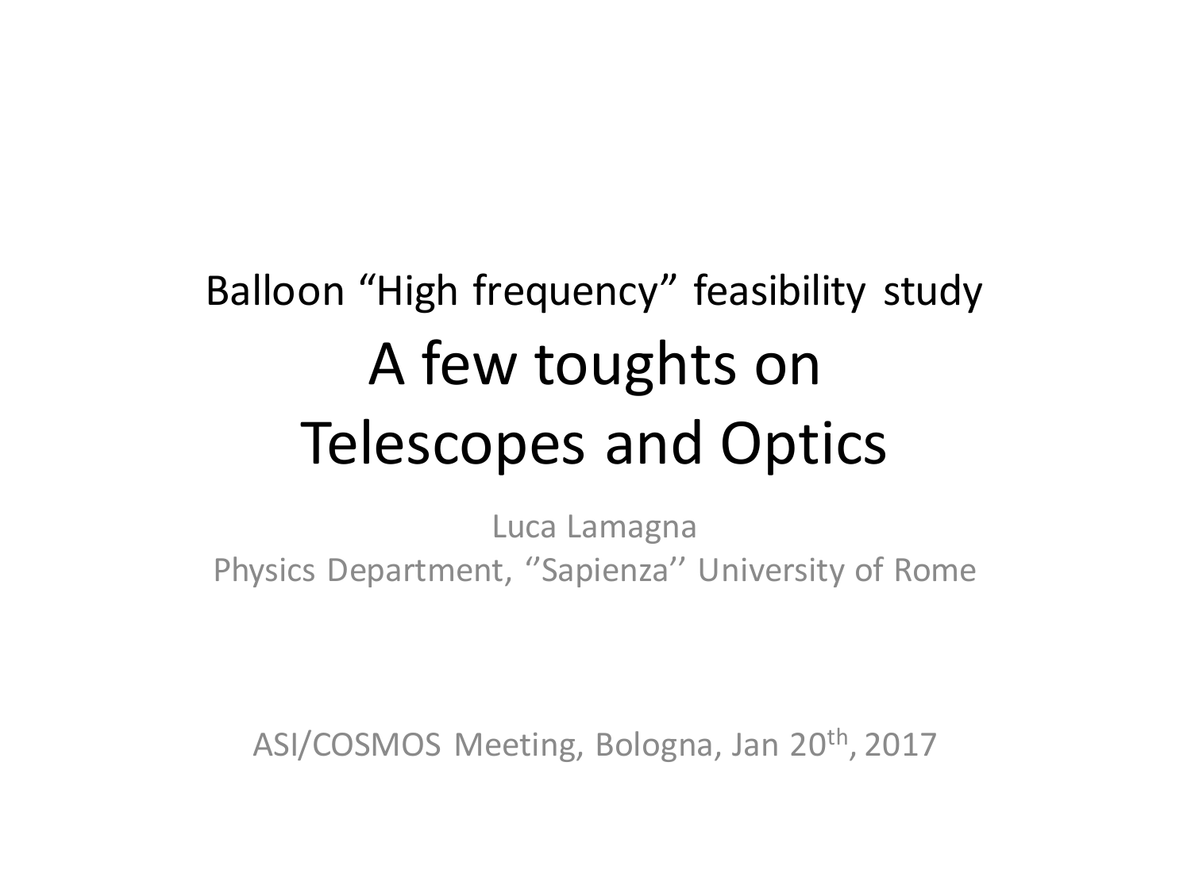Balloon “High frequency” feasibility study

# A few toughts on Telescopes and Optics

Luca Lamagna

Physics Department, ‘’Sapienza’’ University of Rome

ASI/COSMOS Meeting, Bologna, Jan 20th, 2017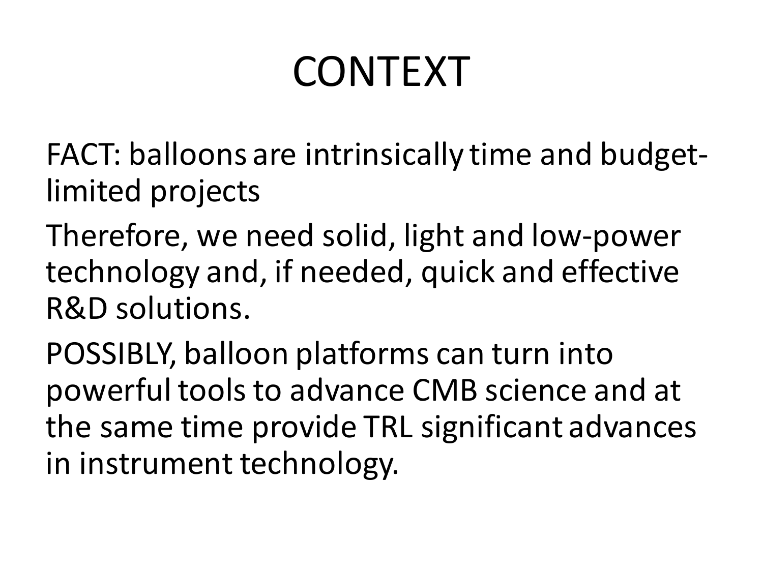# CONTEXT

FACT: balloons are intrinsically time and budget-limited projects

Therefore, we need solid, light and low-power technology and, if needed, quick and effective R&D solutions.

POSSIBLY, balloon platforms can turn into powerful tools to advance CMB science and at the same time provide TRL significant advances in instrument technology.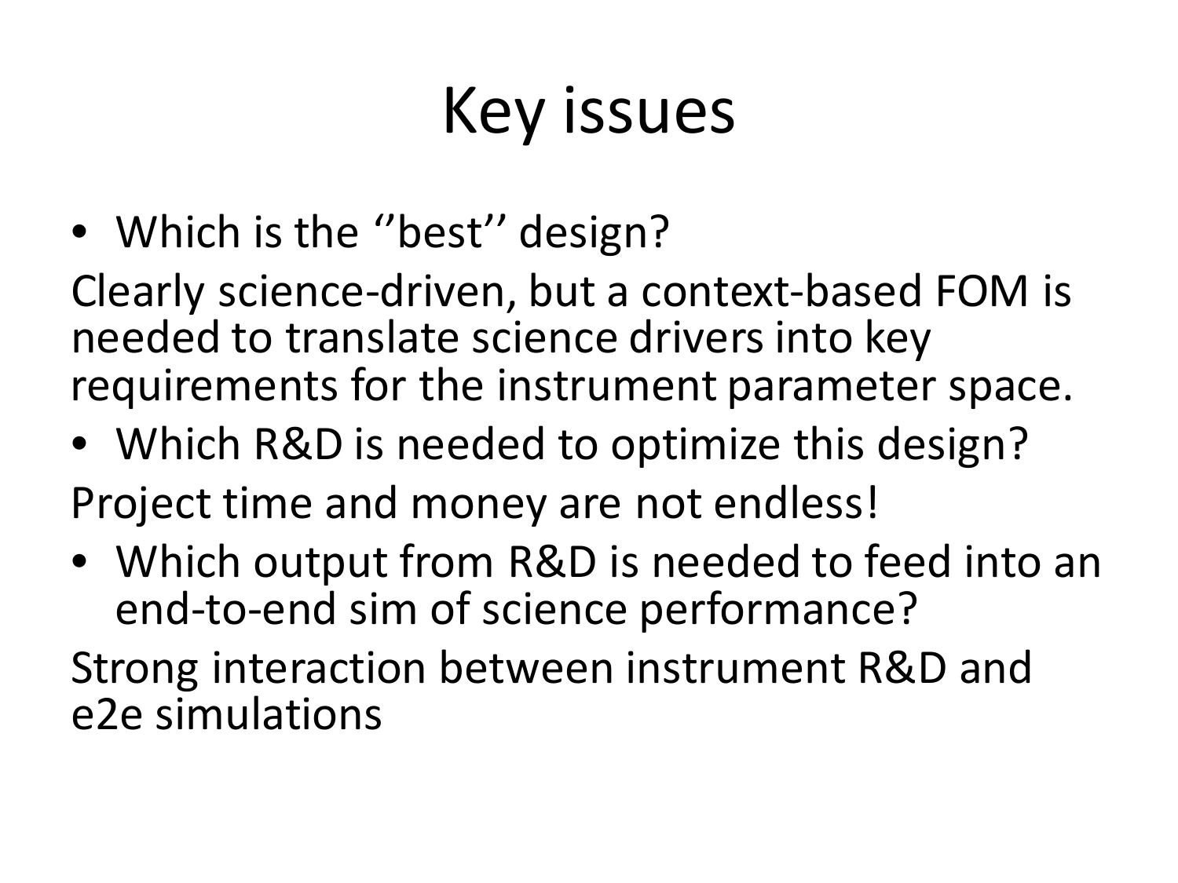# Key issues

- Which is the ''best'' design?

Clearly science-driven, but a context-based FOM is needed to translate science drivers into key requirements for the instrument parameter space.

- Which R&D is needed to optimize this design?

Project time and money are not endless!

- Which output from R&D is needed to feed into an end-to-end sim of science performance?

Strong interaction between instrument R&D and e2e simulations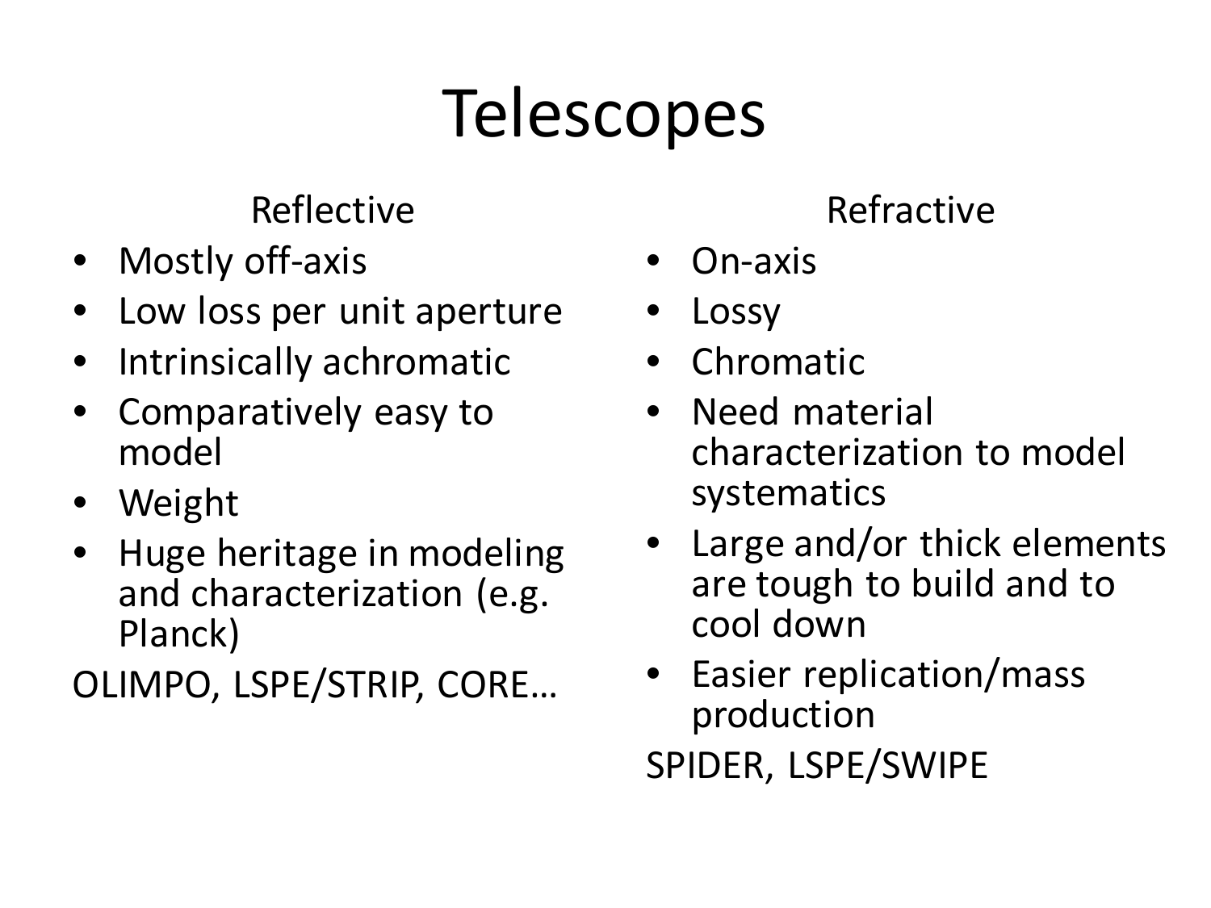# Telescopes

## Reflective

- Mostly off-axis
- Low loss per unit aperture
- Intrinsically achromatic
- Comparatively easy to model
- Weight
- Huge heritage in modeling and characterization (e.g. Planck)

OLIMPO, LSPE/STRIP, CORE…

## Refractive

- On-axis
- Lossy
- Chromatic
- Need material characterization to model systematics
- Large and/or thick elements are tough to build and to cool down
- Easier replication/mass production

SPIDER, LSPE/SWIPE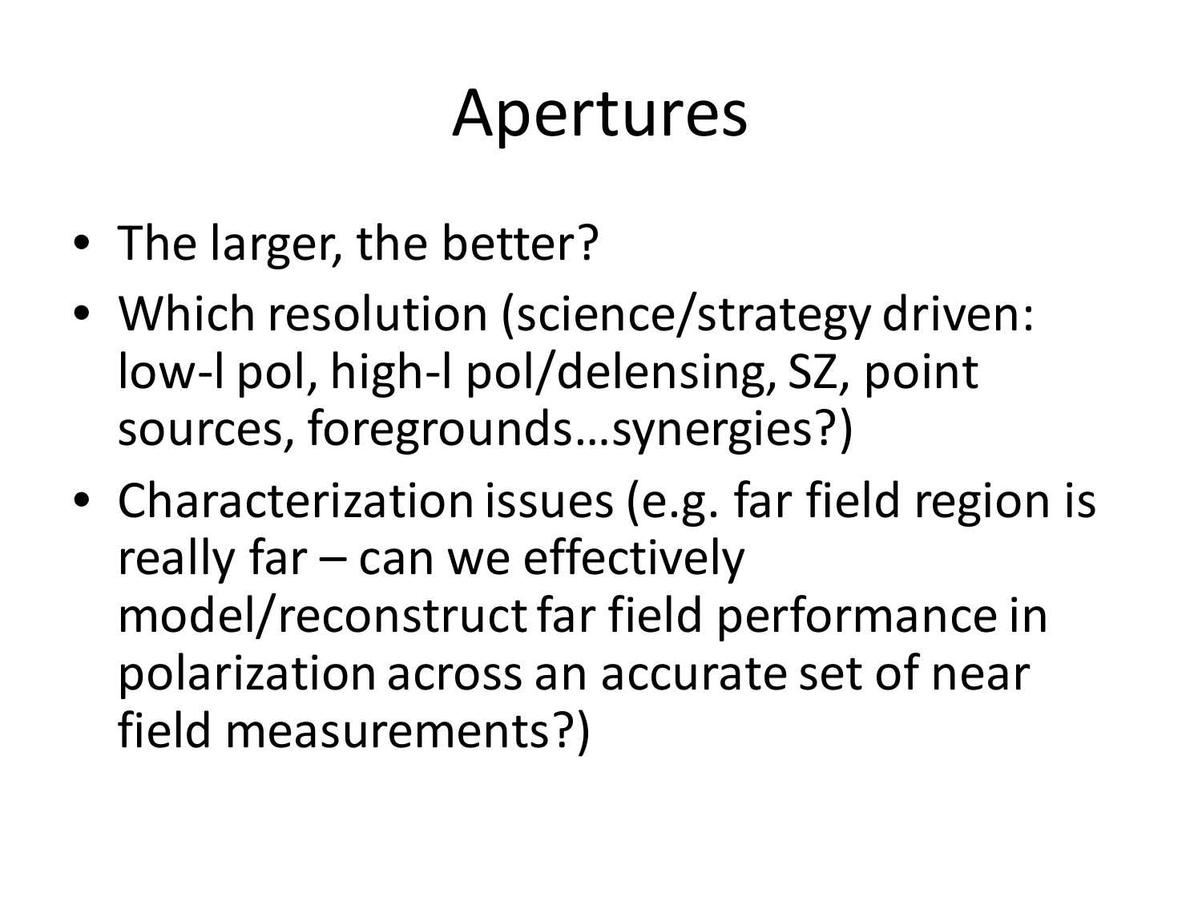# Apertures

- The larger, the better?
- Which resolution (science/strategy driven: low-l pol, high-l pol/delensing, SZ, point sources, foregrounds…synergies?)
- Characterization issues (e.g. far field region is really far – can we effectively model/reconstruct far field performance in polarization across an accurate set of near field measurements?)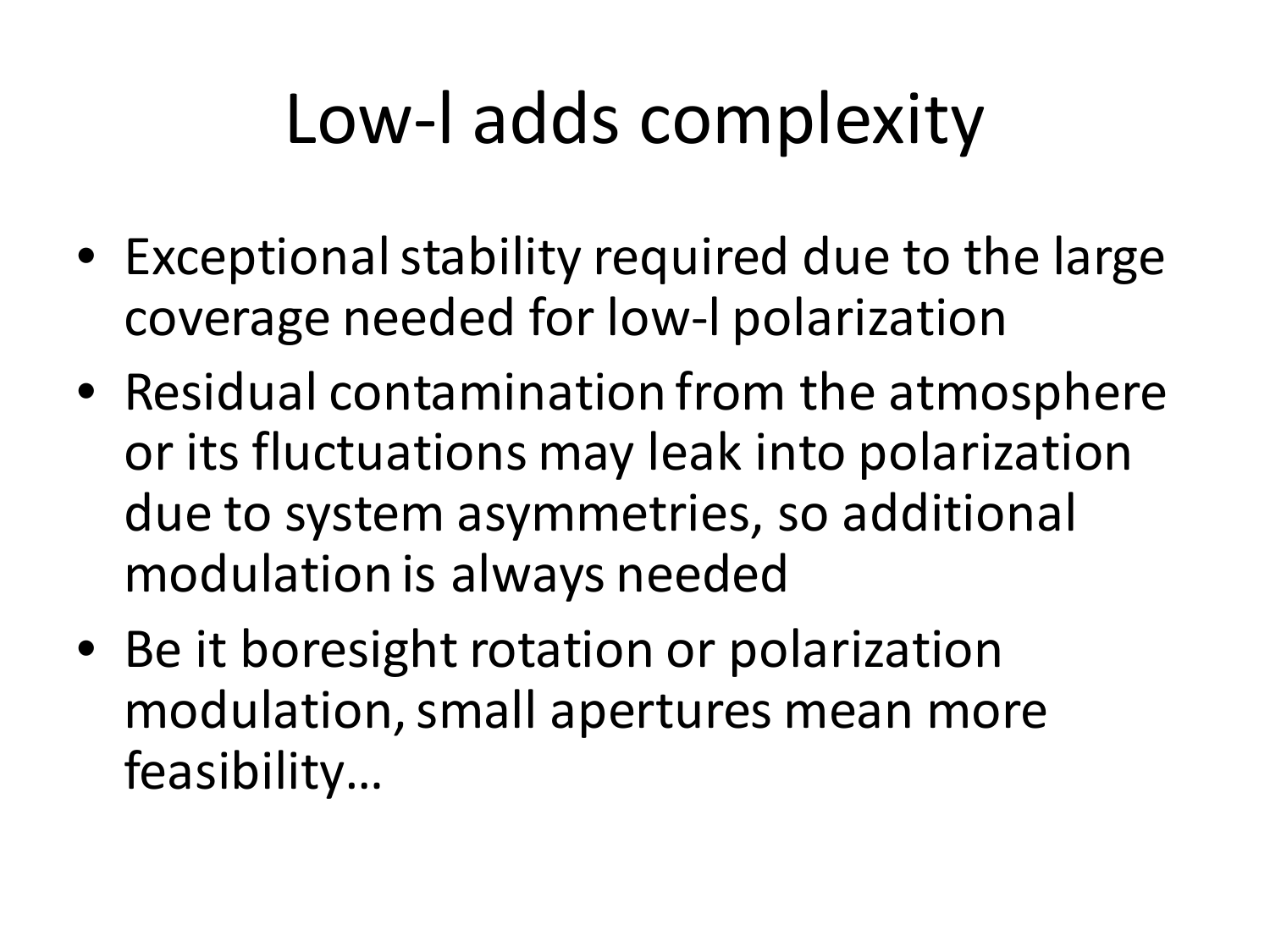# Low-l adds complexity

- Exceptional stability required due to the large coverage needed for low-l polarization
- Residual contamination from the atmosphere or its fluctuations may leak into polarization due to system asymmetries, so additional modulation is always needed
- Be it boresight rotation or polarization modulation, small apertures mean more feasibility…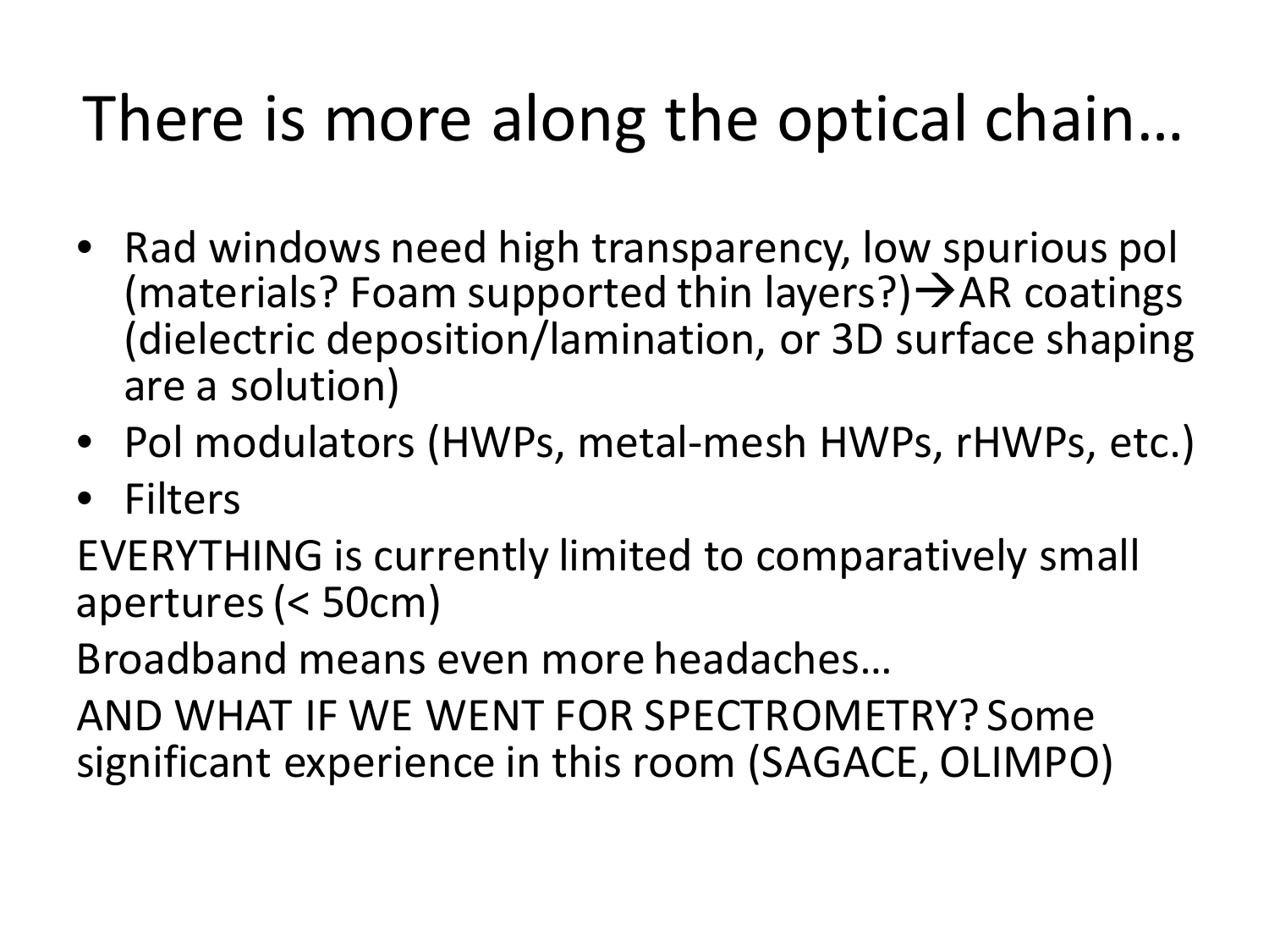# There is more along the optical chain…

- Rad windows need high transparency, low spurious pol (materials? Foam supported thin layers?)→AR coatings (dielectric deposition/lamination, or 3D surface shaping are a solution)
- Pol modulators (HWPs, metal-mesh HWPs, rHWPs, etc.)
- Filters

EVERYTHING is currently limited to comparatively small apertures (< 50cm)

Broadband means even more headaches…

AND WHAT IF WE WENT FOR SPECTROMETRY? Some significant experience in this room (SAGACE, OLIMPO)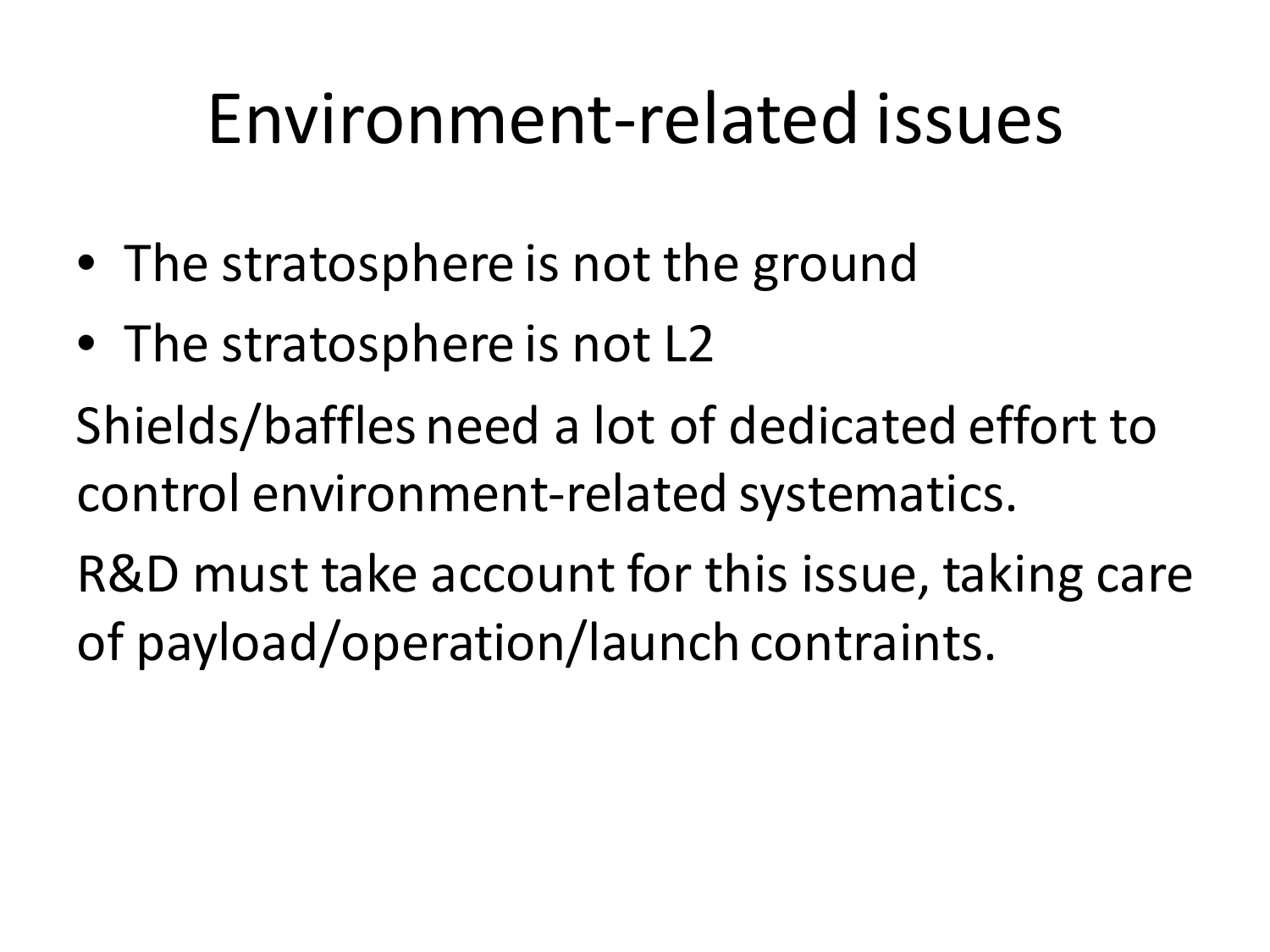# Environment-related issues

- The stratosphere is not the ground
- The stratosphere is not L2

Shields/baffles need a lot of dedicated effort to control environment-related systematics.

R&D must take account for this issue, taking care of payload/operation/launch contraints.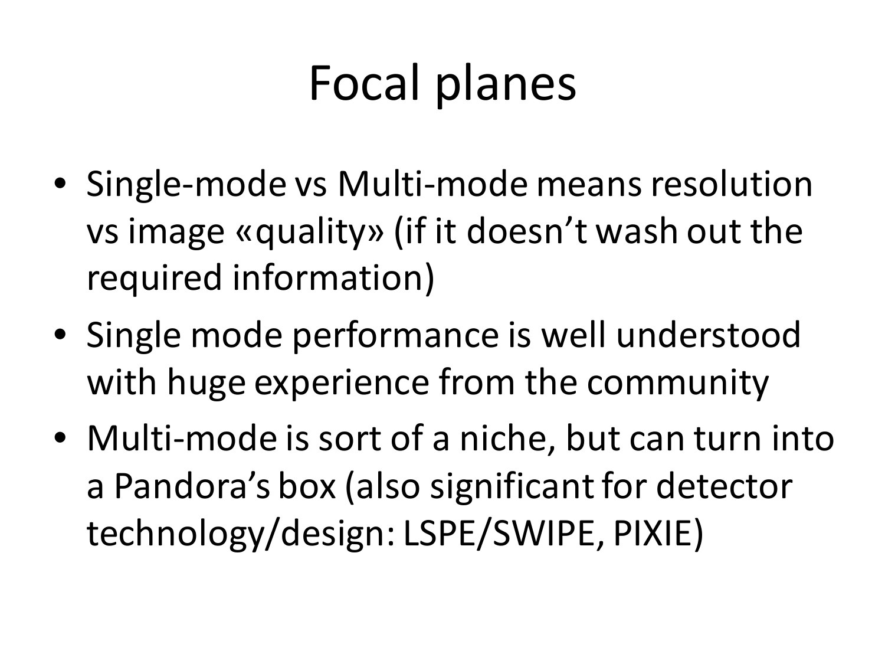# Focal planes

- Single-mode vs Multi-mode means resolution vs image «quality» (if it doesn't wash out the required information)
- Single mode performance is well understood with huge experience from the community
- Multi-mode is sort of a niche, but can turn into a Pandora's box (also significant for detector technology/design: LSPE/SWIPE, PIXIE)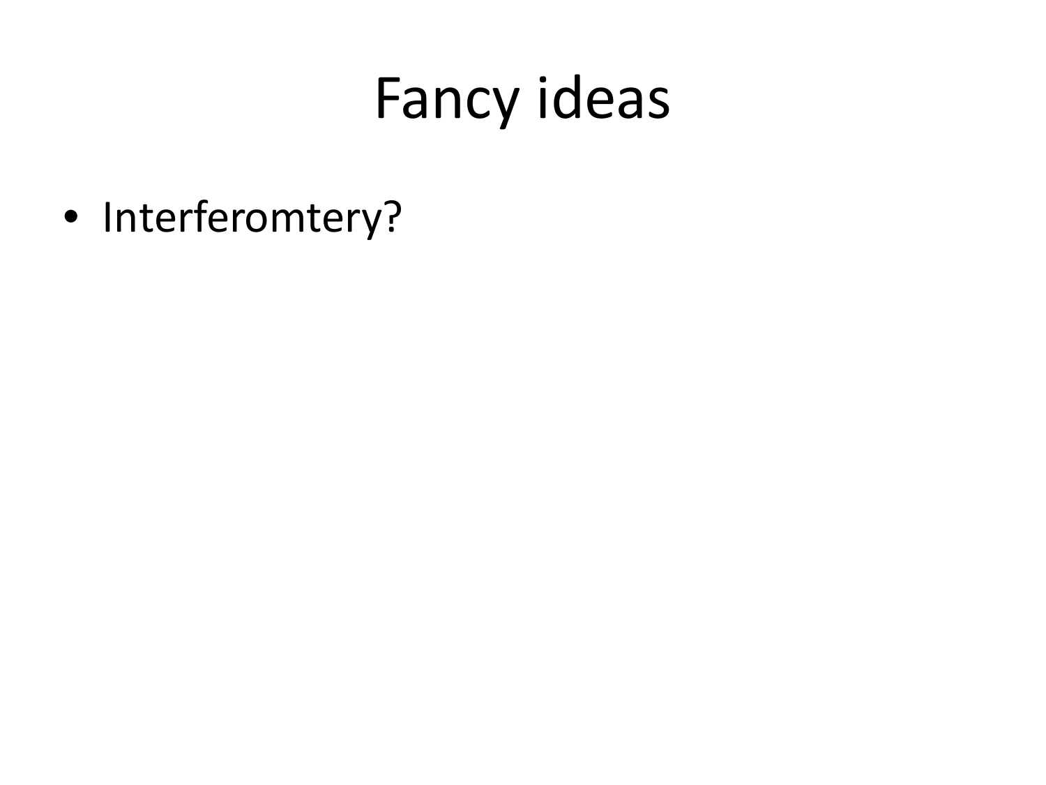# Fancy ideas

- Interferomtery?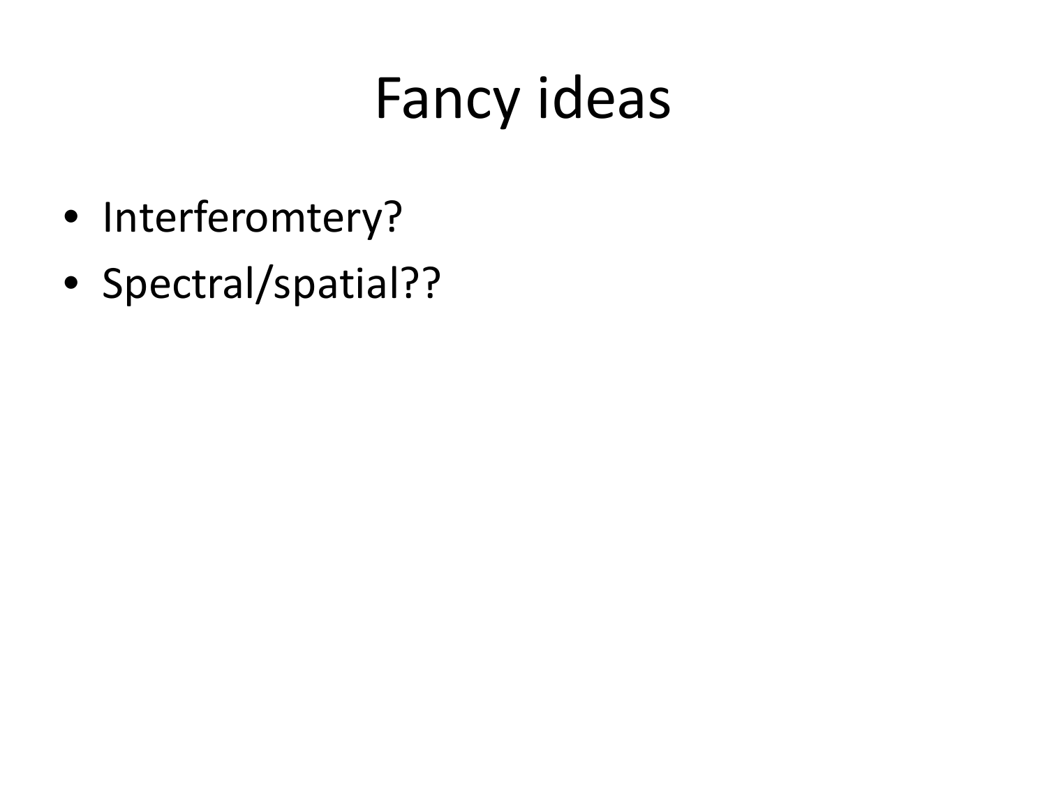# Fancy ideas

- Interferomtery?
- Spectral/spatial??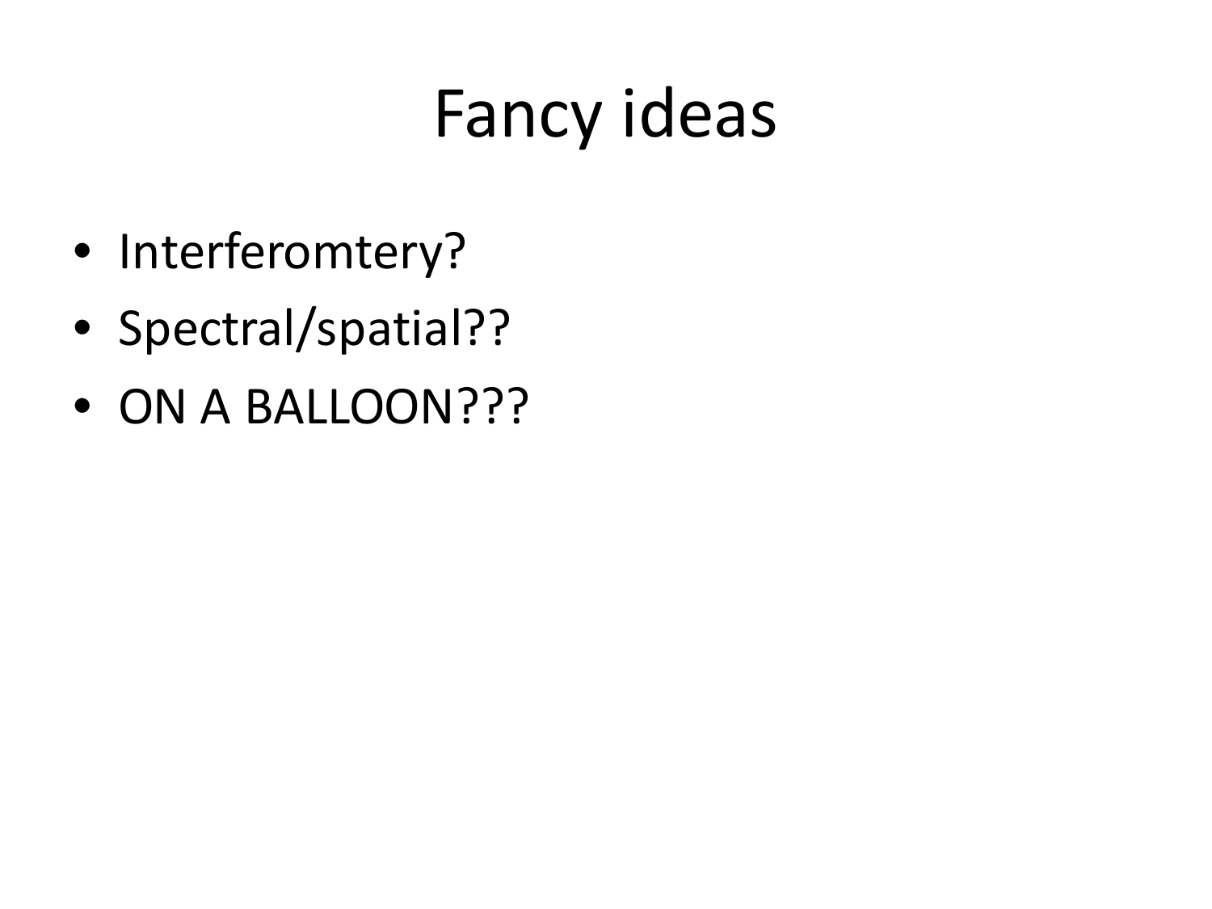# Fancy ideas

- Interferomtery?
- Spectral/spatial??
- ON A BALLOON???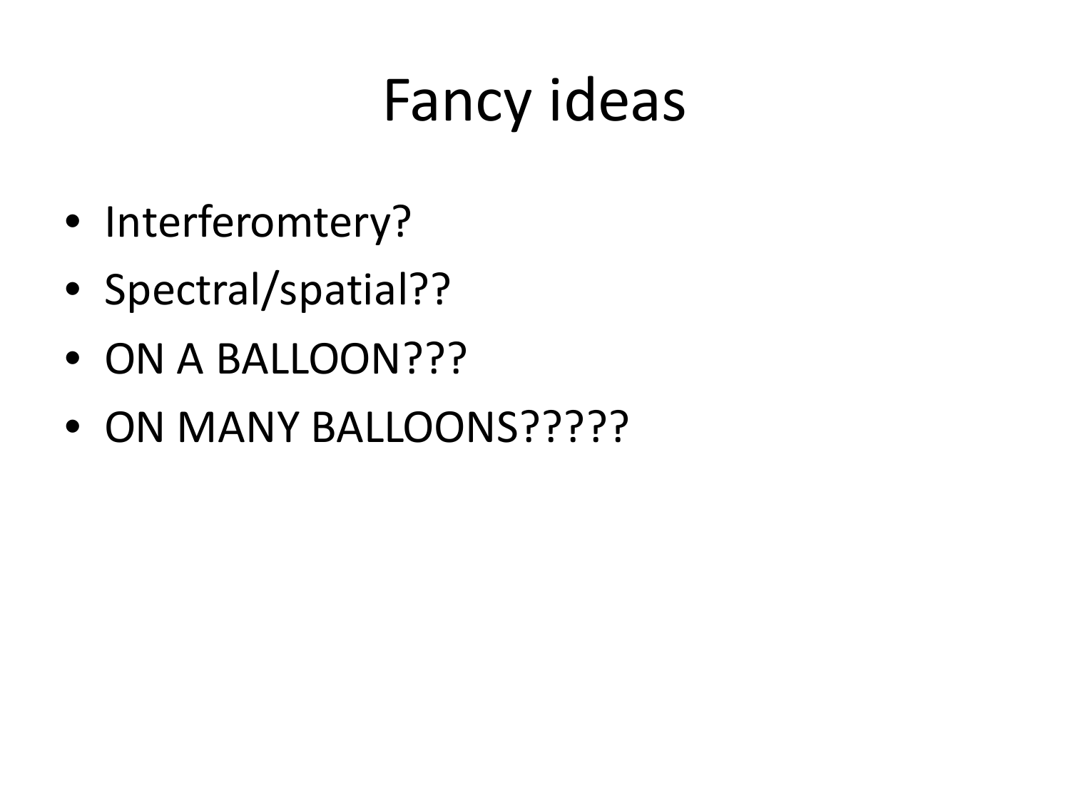# Fancy ideas

- Interferomtery?
- Spectral/spatial??
- ON A BALLOON???
- ON MANY BALLOONS?????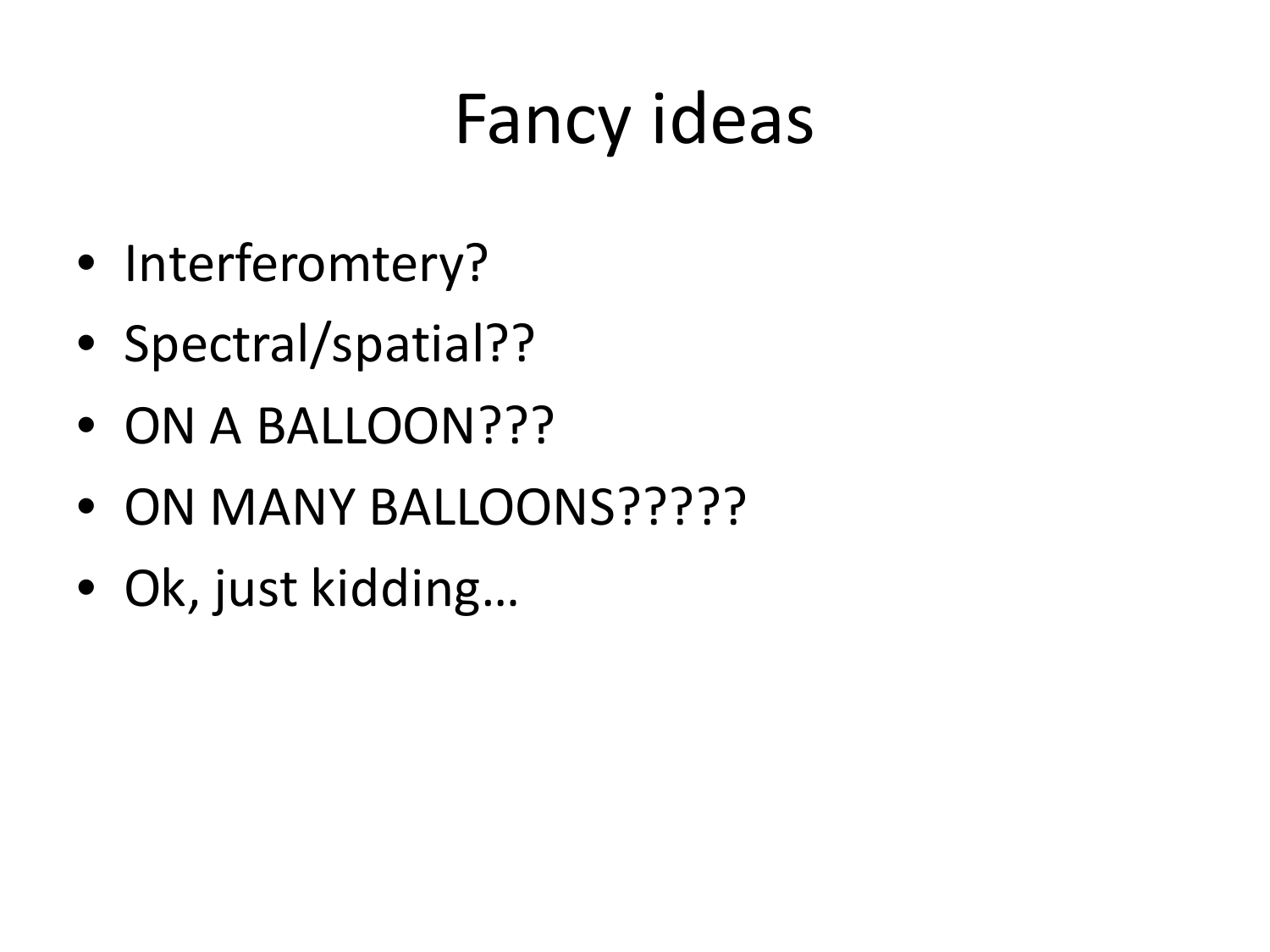# Fancy ideas

- Interferomtery?
- Spectral/spatial??
- ON A BALLOON???
- ON MANY BALLOONS?????
- Ok, just kidding…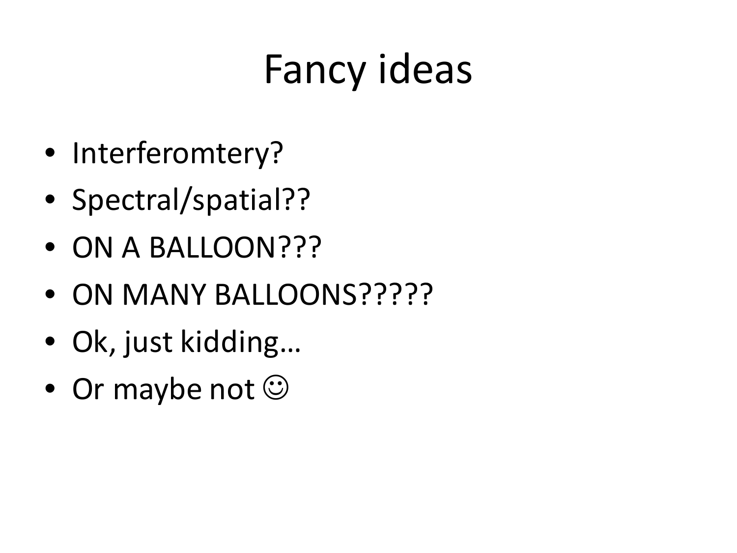# Fancy ideas

- Interferomtery?
- Spectral/spatial??
- ON A BALLOON???
- ON MANY BALLOONS?????
- Ok, just kidding…
- Or maybe not ☺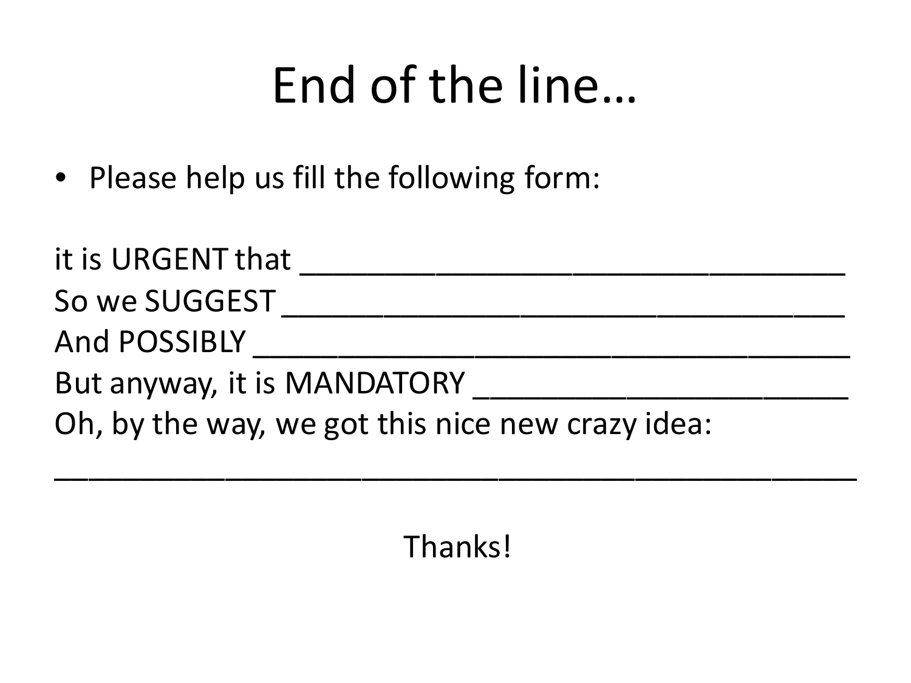# End of the line…

- Please help us fill the following form:

it is URGENT that ___________________________________

So we SUGGEST ____________________________________

And POSSIBLY ______________________________________

But anyway, it is MANDATORY _________________________

Oh, by the way, we got this nice new crazy idea:

__________________________________________________

Thanks!